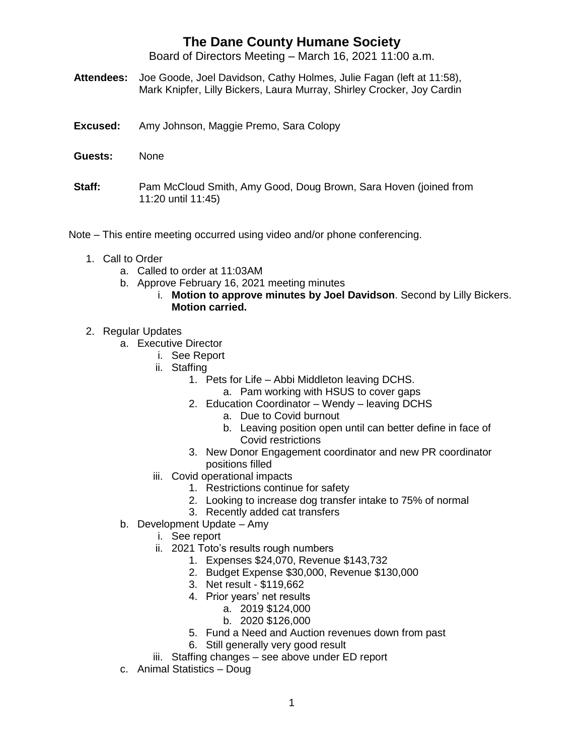# The Dane County Humane Society

Board of Directors Meeting – March 16, 2021 11:00 a.m.

**Attendees:** Joe Goode, Joel Davidson, Cathy Holmes, Julie Fagan (left at 11:58), Mark Knipfer, Lilly Bickers, Laura Murray, Shirley Crocker, Joy Cardin

**Excused:** Amy Johnson, Maggie Premo, Sara Colopy

**Guests:** None

**Staff:** Pam McCloud Smith, Amy Good, Doug Brown, Sara Hoven (joined from 11:20 until 11:45)

Note – This entire meeting occurred using video and/or phone conferencing.

1. Call to Order
   a. Called to order at 11:03AM
   b. Approve February 16, 2021 meeting minutes
      i. **Motion to approve minutes by Joel Davidson**. Second by Lilly Bickers. **Motion carried.**
2. Regular Updates
   a. Executive Director
      i. See Report
      ii. Staffing
         1. Pets for Life – Abbi Middleton leaving DCHS.
            a. Pam working with HSUS to cover gaps
         2. Education Coordinator – Wendy – leaving DCHS
            a. Due to Covid burnout
            b. Leaving position open until can better define in face of Covid restrictions
         3. New Donor Engagement coordinator and new PR coordinator positions filled
      iii. Covid operational impacts
         1. Restrictions continue for safety
         2. Looking to increase dog transfer intake to 75% of normal
         3. Recently added cat transfers
   b. Development Update – Amy
      i. See report
      ii. 2021 Toto's results rough numbers
         1. Expenses $24,070, Revenue $143,732
         2. Budget Expense $30,000, Revenue $130,000
         3. Net result - $119,662
         4. Prior years' net results
            a. 2019 $124,000
            b. 2020 $126,000
         5. Fund a Need and Auction revenues down from past
         6. Still generally very good result
      iii. Staffing changes – see above under ED report
   c. Animal Statistics – Doug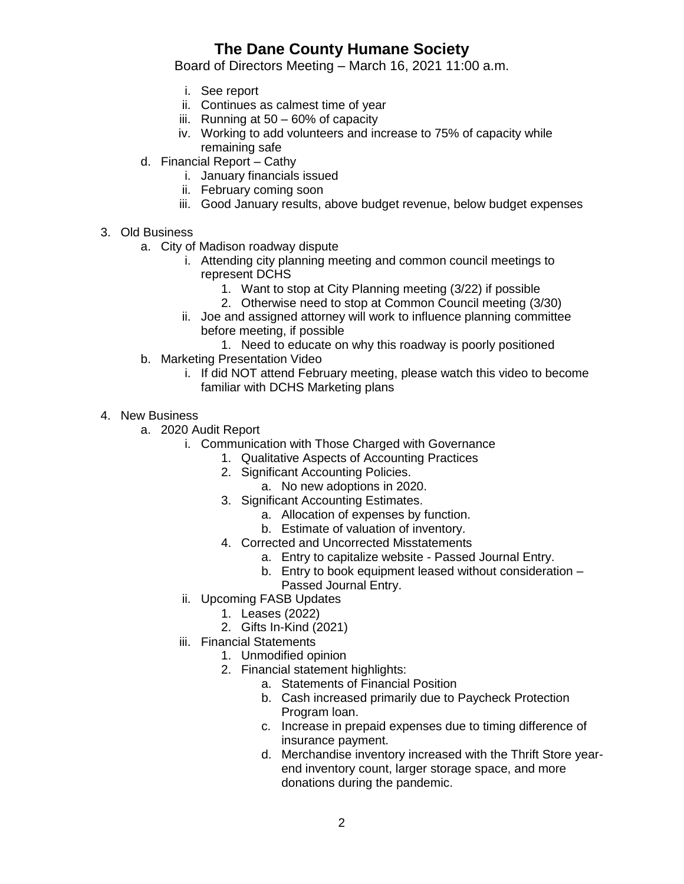i. See report
ii. Continues as calmest time of year
iii. Running at 50 – 60% of capacity
iv. Working to add volunteers and increase to 75% of capacity while remaining safe

d. Financial Report – Cathy
   i. January financials issued
   ii. February coming soon
   iii. Good January results, above budget revenue, below budget expenses

3. Old Business
   a. City of Madison roadway dispute
      i. Attending city planning meeting and common council meetings to represent DCHS
         1. Want to stop at City Planning meeting (3/22) if possible
         2. Otherwise need to stop at Common Council meeting (3/30)
      ii. Joe and assigned attorney will work to influence planning committee before meeting, if possible
         1. Need to educate on why this roadway is poorly positioned
   b. Marketing Presentation Video
      i. If did NOT attend February meeting, please watch this video to become familiar with DCHS Marketing plans

4. New Business
   a. 2020 Audit Report
      i. Communication with Those Charged with Governance
         1. Qualitative Aspects of Accounting Practices
         2. Significant Accounting Policies.
            a. No new adoptions in 2020.
         3. Significant Accounting Estimates.
            a. Allocation of expenses by function.
            b. Estimate of valuation of inventory.
         4. Corrected and Uncorrected Misstatements
            a. Entry to capitalize website - Passed Journal Entry.
            b. Entry to book equipment leased without consideration – Passed Journal Entry.
      ii. Upcoming FASB Updates
         1. Leases (2022)
         2. Gifts In-Kind (2021)
      iii. Financial Statements
         1. Unmodified opinion
         2. Financial statement highlights:
            a. Statements of Financial Position
            b. Cash increased primarily due to Paycheck Protection Program loan.
            c. Increase in prepaid expenses due to timing difference of insurance payment.
            d. Merchandise inventory increased with the Thrift Store year-end inventory count, larger storage space, and more donations during the pandemic.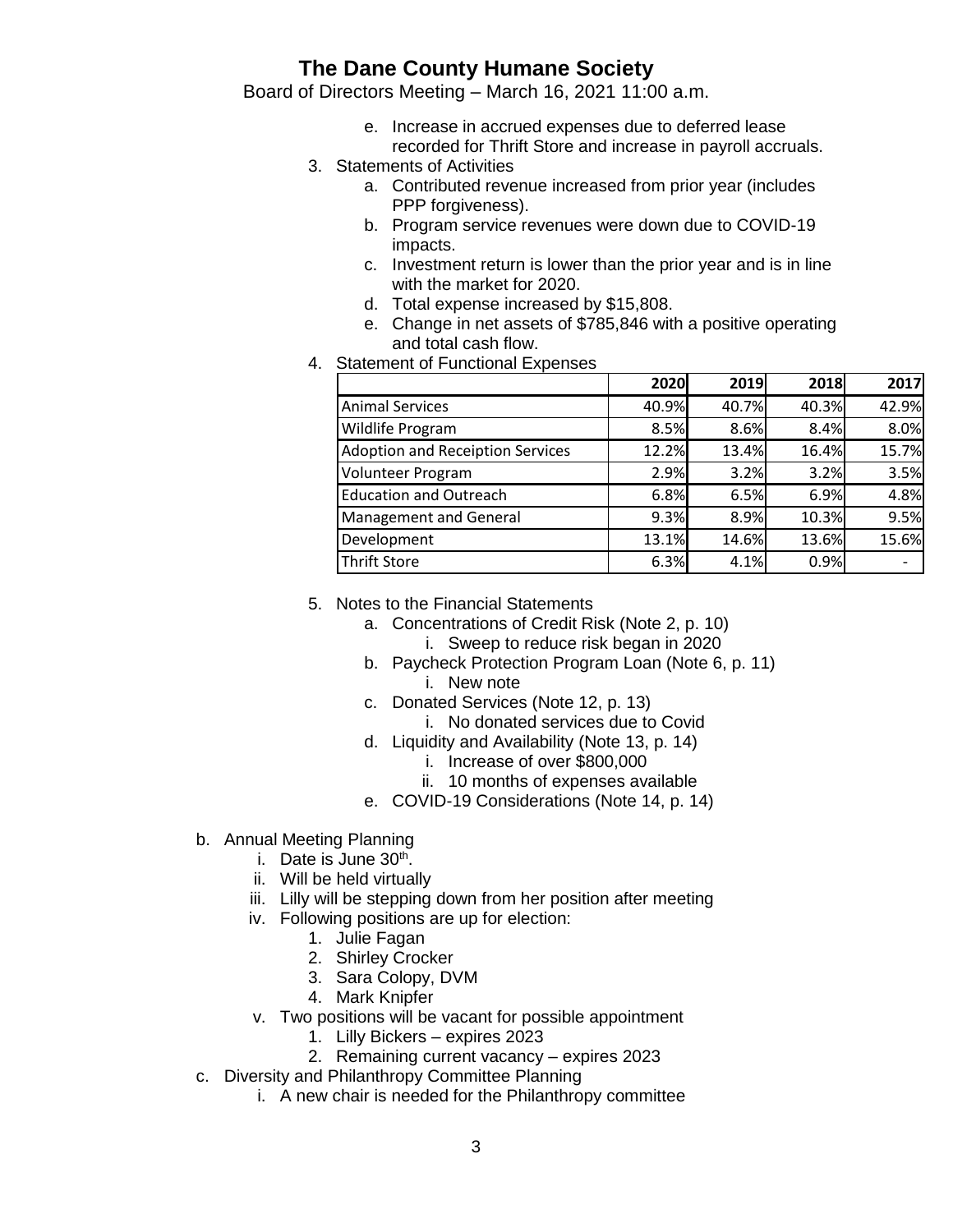# The Dane County Humane Society

Board of Directors Meeting – March 16, 2021 11:00 a.m.

  e. Increase in accrued expenses due to deferred lease recorded for Thrift Store and increase in payroll accruals.

3. Statements of Activities
    a. Contributed revenue increased from prior year (includes PPP forgiveness).
    b. Program service revenues were down due to COVID-19 impacts.
    c. Investment return is lower than the prior year and is in line with the market for 2020.
    d. Total expense increased by $15,808.
    e. Change in net assets of $785,846 with a positive operating and total cash flow.
4. Statement of Functional Expenses

| | 2020 | 2019 | 2018 | 2017 |
|---|---|---|---|---|
| Animal Services | 40.9% | 40.7% | 40.3% | 42.9% |
| Wildlife Program | 8.5% | 8.6% | 8.4% | 8.0% |
| Adoption and Receiption Services | 12.2% | 13.4% | 16.4% | 15.7% |
| Volunteer Program | 2.9% | 3.2% | 3.2% | 3.5% |
| Education and Outreach | 6.8% | 6.5% | 6.9% | 4.8% |
| Management and General | 9.3% | 8.9% | 10.3% | 9.5% |
| Development | 13.1% | 14.6% | 13.6% | 15.6% |
| Thrift Store | 6.3% | 4.1% | 0.9% | - |

5. Notes to the Financial Statements
    a. Concentrations of Credit Risk (Note 2, p. 10)
        i. Sweep to reduce risk began in 2020
    b. Paycheck Protection Program Loan (Note 6, p. 11)
        i. New note
    c. Donated Services (Note 12, p. 13)
        i. No donated services due to Covid
    d. Liquidity and Availability (Note 13, p. 14)
        i. Increase of over $800,000
        ii. 10 months of expenses available
    e. COVID-19 Considerations (Note 14, p. 14)

b. Annual Meeting Planning
    i. Date is June 30th.
    ii. Will be held virtually
    iii. Lilly will be stepping down from her position after meeting
    iv. Following positions are up for election:
        1. Julie Fagan
        2. Shirley Crocker
        3. Sara Colopy, DVM
        4. Mark Knipfer
    v. Two positions will be vacant for possible appointment
        1. Lilly Bickers – expires 2023
        2. Remaining current vacancy – expires 2023

c. Diversity and Philanthropy Committee Planning
    i. A new chair is needed for the Philanthropy committee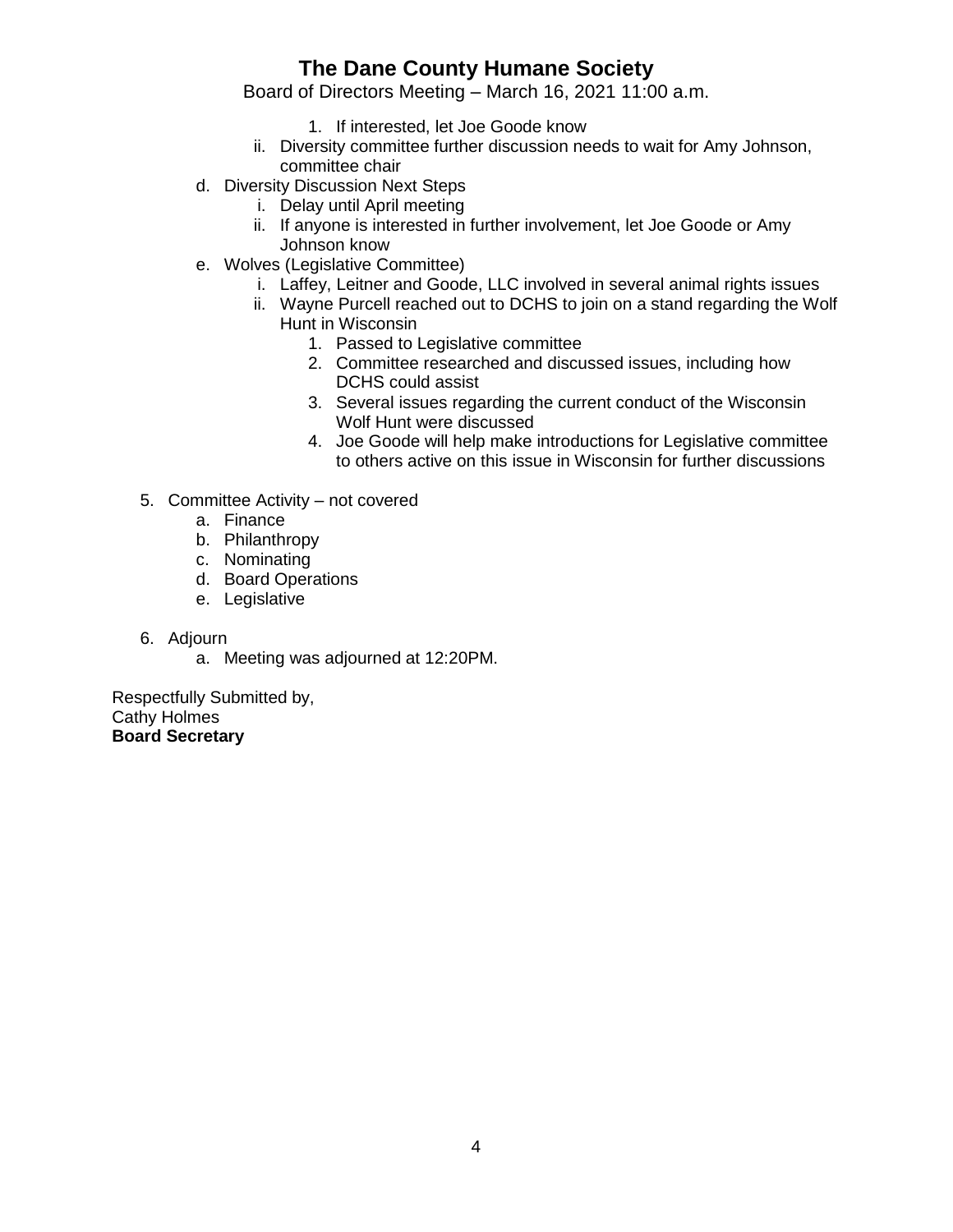# The Dane County Humane Society

Board of Directors Meeting – March 16, 2021 11:00 a.m.

            1. If interested, let Joe Goode know
        ii. Diversity committee further discussion needs to wait for Amy Johnson, committee chair
    d. Diversity Discussion Next Steps
        i. Delay until April meeting
        ii. If anyone is interested in further involvement, let Joe Goode or Amy Johnson know
    e. Wolves (Legislative Committee)
        i. Laffey, Leitner and Goode, LLC involved in several animal rights issues
        ii. Wayne Purcell reached out to DCHS to join on a stand regarding the Wolf Hunt in Wisconsin
            1. Passed to Legislative committee
            2. Committee researched and discussed issues, including how DCHS could assist
            3. Several issues regarding the current conduct of the Wisconsin Wolf Hunt were discussed
            4. Joe Goode will help make introductions for Legislative committee to others active on this issue in Wisconsin for further discussions

5. Committee Activity – not covered
    a. Finance
    b. Philanthropy
    c. Nominating
    d. Board Operations
    e. Legislative

6. Adjourn
    a. Meeting was adjourned at 12:20PM.

Respectfully Submitted by,
Cathy Holmes
**Board Secretary**